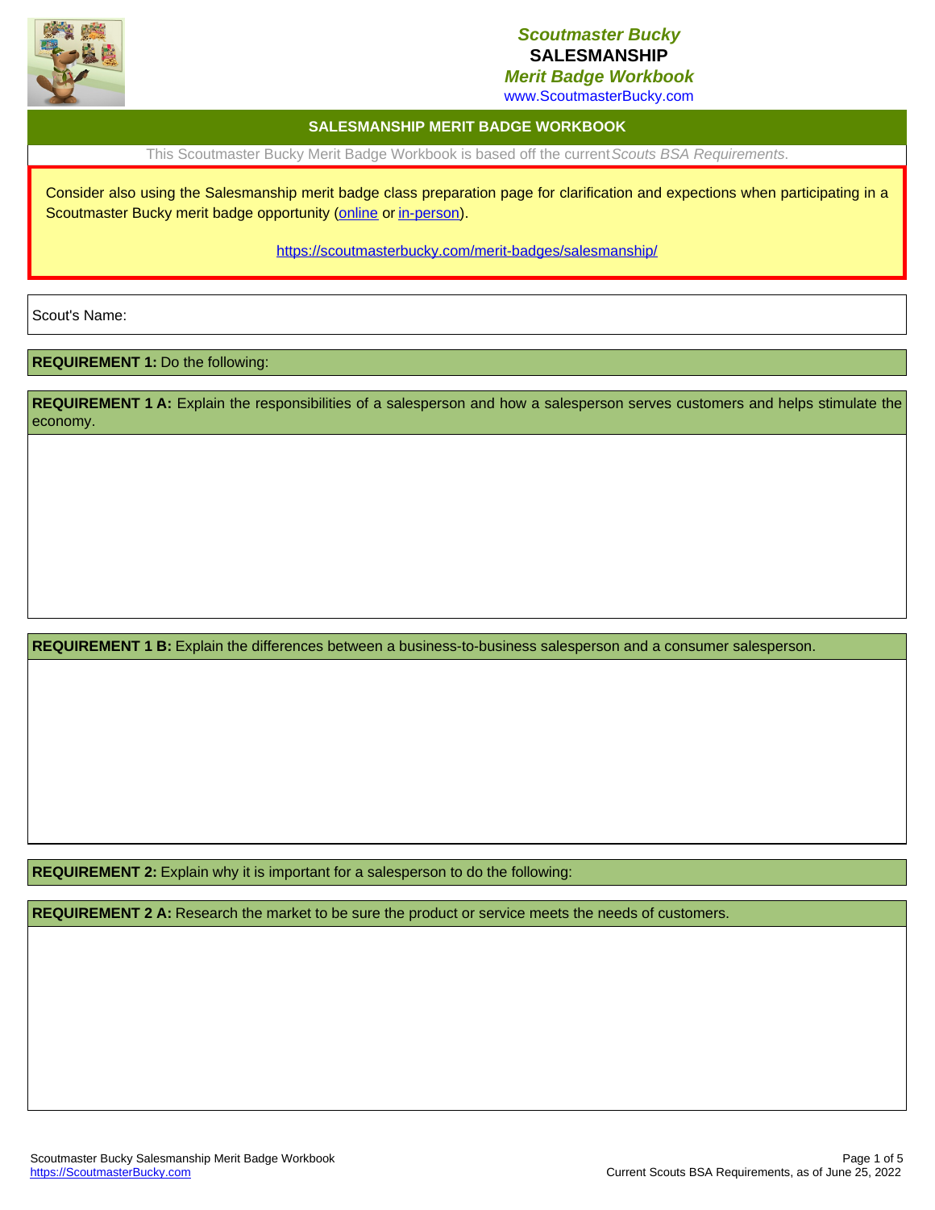# Scoutmaster Bucky
## SALESMANSHIP
### *Merit Badge Workbook*
www.ScoutmasterBucky.com

## SALESMANSHIP MERIT BADGE WORKBOOK

This Scoutmaster Bucky Merit Badge Workbook is based off the current *Scouts BSA Requirements.*

Consider also using the Salesmanship merit badge class preparation page for clarification and expections when participating in a Scoutmaster Bucky merit badge opportunity (online or in-person).

https://scoutmasterbucky.com/merit-badges/salesmanship/

Scout's Name:

**REQUIREMENT 1:** Do the following:

**REQUIREMENT 1 A:** Explain the responsibilities of a salesperson and how a salesperson serves customers and helps stimulate the economy.

**REQUIREMENT 1 B:** Explain the differences between a business-to-business salesperson and a consumer salesperson.

**REQUIREMENT 2:** Explain why it is important for a salesperson to do the following:

**REQUIREMENT 2 A:** Research the market to be sure the product or service meets the needs of customers.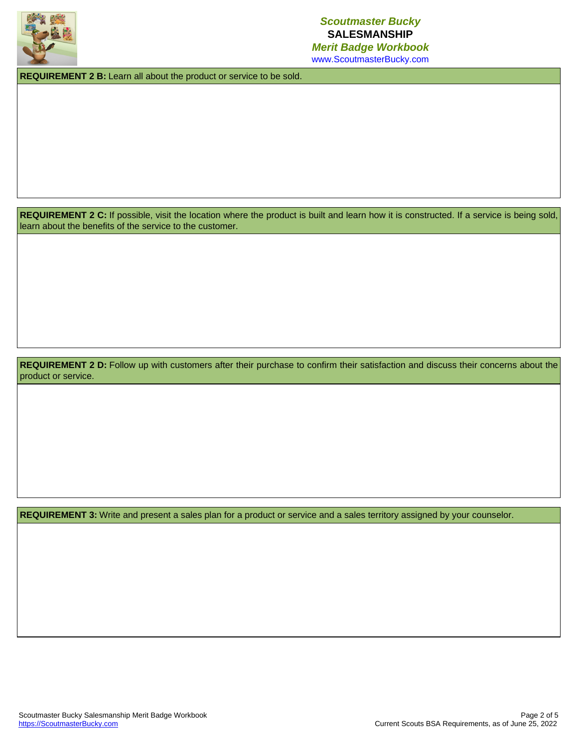**REQUIREMENT 2 B:** Learn all about the product or service to be sold.

**REQUIREMENT 2 C:** If possible, visit the location where the product is built and learn how it is constructed. If a service is being sold, learn about the benefits of the service to the customer.

**REQUIREMENT 2 D:** Follow up with customers after their purchase to confirm their satisfaction and discuss their concerns about the product or service.

**REQUIREMENT 3:** Write and present a sales plan for a product or service and a sales territory assigned by your counselor.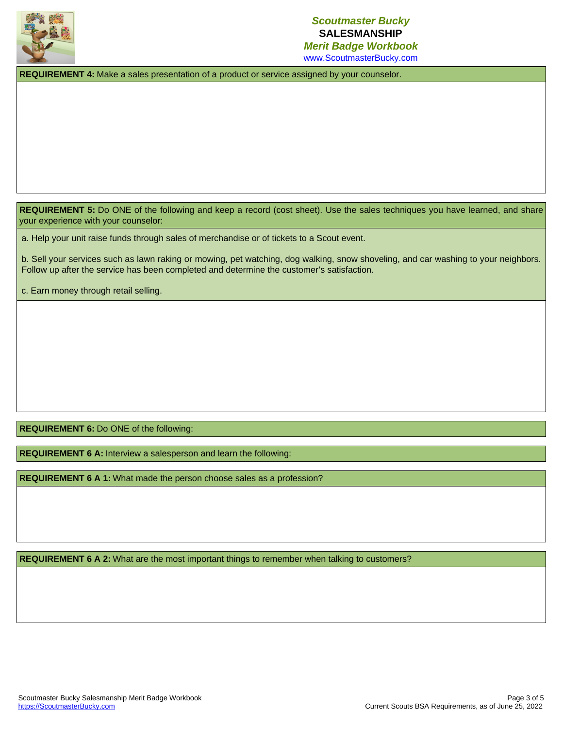**REQUIREMENT 4:** Make a sales presentation of a product or service assigned by your counselor.

**REQUIREMENT 5:** Do ONE of the following and keep a record (cost sheet). Use the sales techniques you have learned, and share your experience with your counselor:

a. Help your unit raise funds through sales of merchandise or of tickets to a Scout event.

b. Sell your services such as lawn raking or mowing, pet watching, dog walking, snow shoveling, and car washing to your neighbors. Follow up after the service has been completed and determine the customer's satisfaction.

c. Earn money through retail selling.

**REQUIREMENT 6:** Do ONE of the following:

**REQUIREMENT 6 A:** Interview a salesperson and learn the following:

**REQUIREMENT 6 A 1:** What made the person choose sales as a profession?

**REQUIREMENT 6 A 2:** What are the most important things to remember when talking to customers?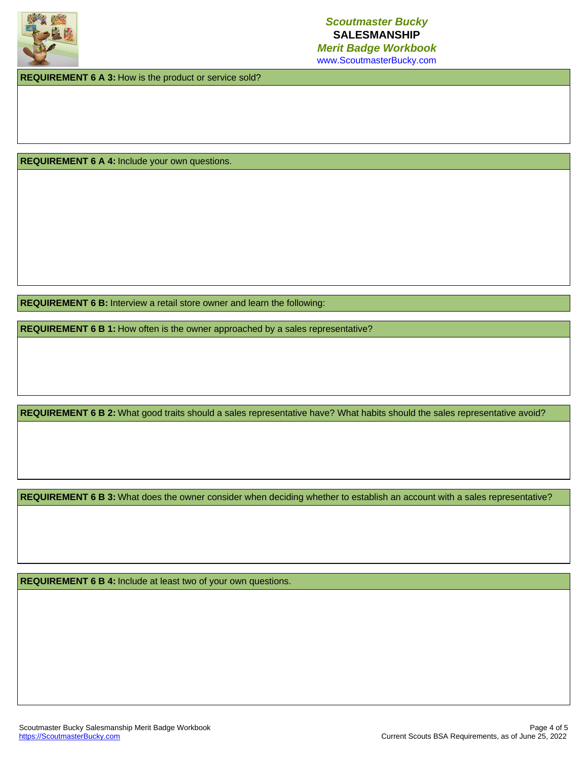**REQUIREMENT 6 A 3:** How is the product or service sold?

**REQUIREMENT 6 A 4:** Include your own questions.

**REQUIREMENT 6 B:** Interview a retail store owner and learn the following:

**REQUIREMENT 6 B 1:** How often is the owner approached by a sales representative?

**REQUIREMENT 6 B 2:** What good traits should a sales representative have? What habits should the sales representative avoid?

**REQUIREMENT 6 B 3:** What does the owner consider when deciding whether to establish an account with a sales representative?

**REQUIREMENT 6 B 4:** Include at least two of your own questions.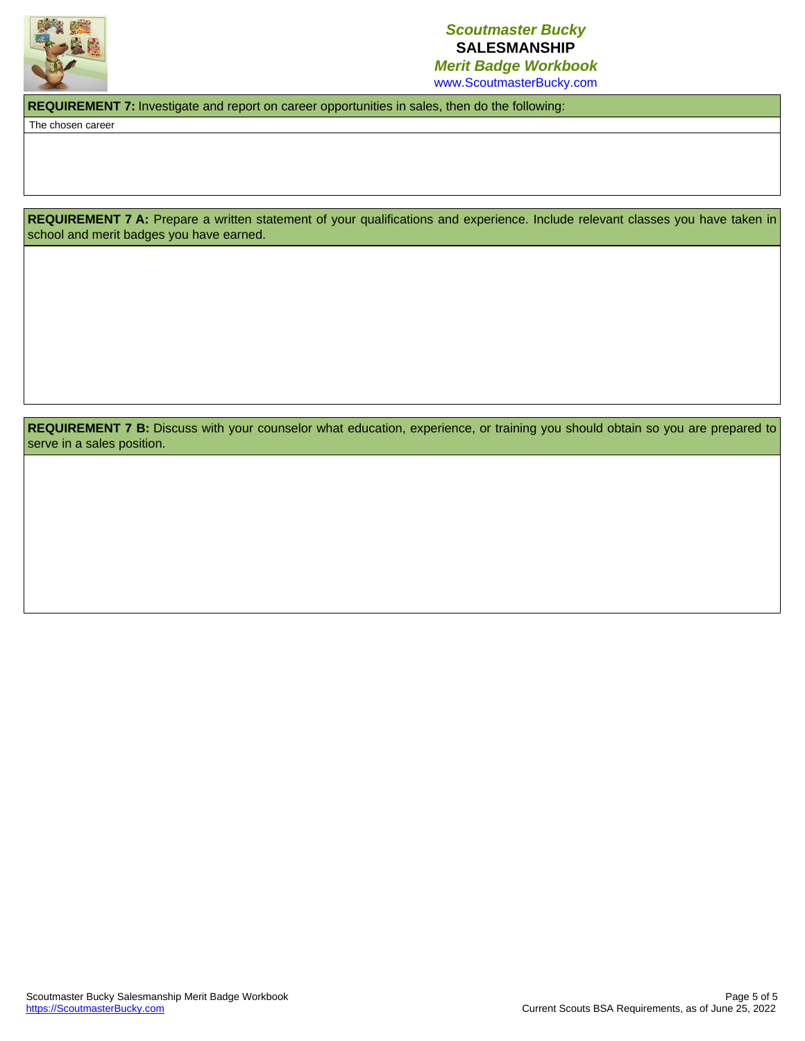**REQUIREMENT 7:** Investigate and report on career opportunities in sales, then do the following:

The chosen career

**REQUIREMENT 7 A:** Prepare a written statement of your qualifications and experience. Include relevant classes you have taken in school and merit badges you have earned.

**REQUIREMENT 7 B:** Discuss with your counselor what education, experience, or training you should obtain so you are prepared to serve in a sales position.